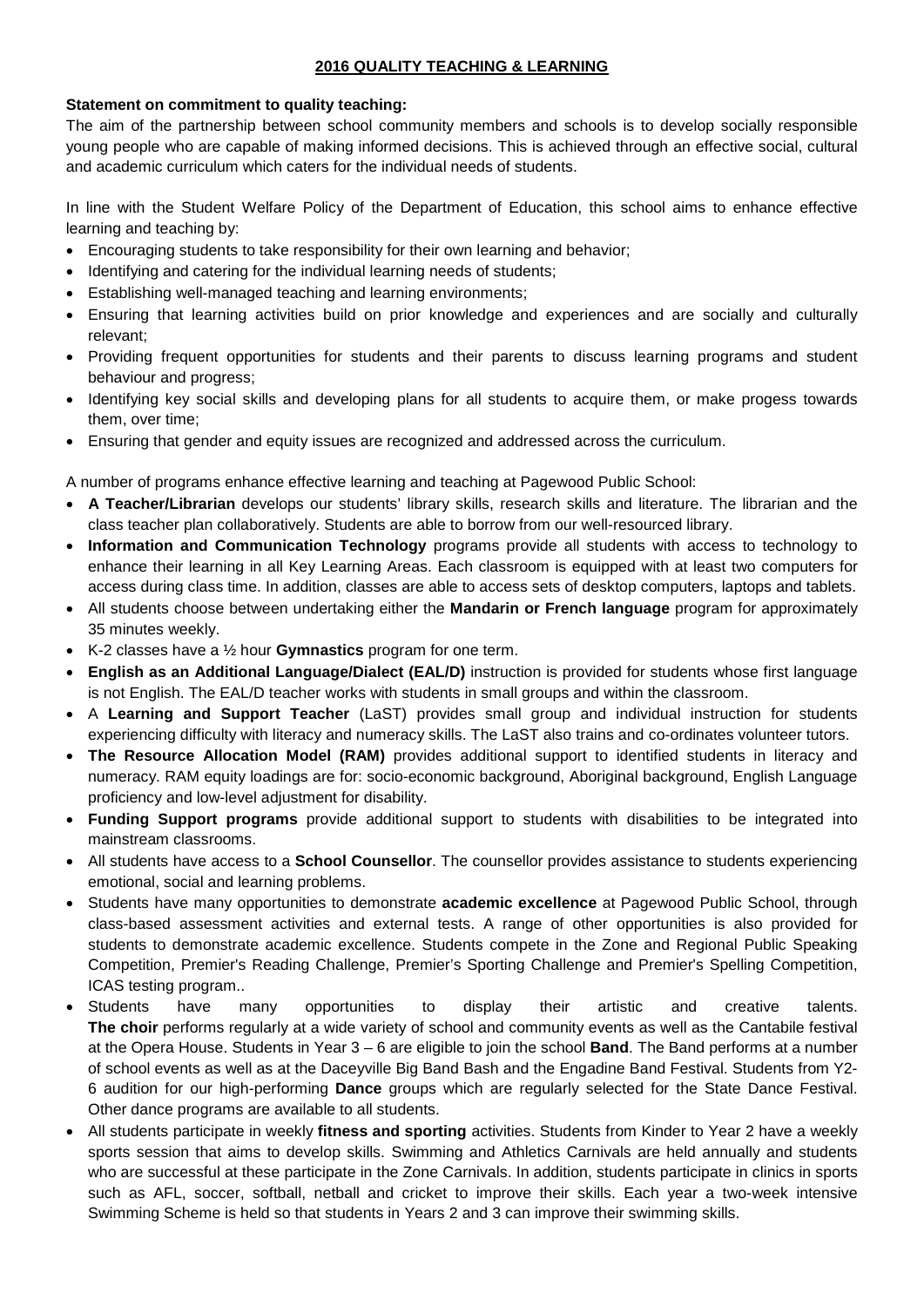## 2016 QUALITY TEACHING & LEARNING

**Statement on commitment to quality teaching:**
The aim of the partnership between school community members and schools is to develop socially responsible young people who are capable of making informed decisions. This is achieved through an effective social, cultural and academic curriculum which caters for the individual needs of students.

In line with the Student Welfare Policy of the Department of Education, this school aims to enhance effective learning and teaching by:

- Encouraging students to take responsibility for their own learning and behavior;
- Identifying and catering for the individual learning needs of students;
- Establishing well-managed teaching and learning environments;
- Ensuring that learning activities build on prior knowledge and experiences and are socially and culturally relevant;
- Providing frequent opportunities for students and their parents to discuss learning programs and student behaviour and progress;
- Identifying key social skills and developing plans for all students to acquire them, or make progess towards them, over time;
- Ensuring that gender and equity issues are recognized and addressed across the curriculum.

A number of programs enhance effective learning and teaching at Pagewood Public School:

- **A Teacher/Librarian** develops our students' library skills, research skills and literature. The librarian and the class teacher plan collaboratively. Students are able to borrow from our well-resourced library.
- **Information and Communication Technology** programs provide all students with access to technology to enhance their learning in all Key Learning Areas. Each classroom is equipped with at least two computers for access during class time. In addition, classes are able to access sets of desktop computers, laptops and tablets.
- All students choose between undertaking either the **Mandarin or French language** program for approximately 35 minutes weekly.
- K-2 classes have a ½ hour **Gymnastics** program for one term.
- **English as an Additional Language/Dialect (EAL/D)** instruction is provided for students whose first language is not English. The EAL/D teacher works with students in small groups and within the classroom.
- A **Learning and Support Teacher** (LaST) provides small group and individual instruction for students experiencing difficulty with literacy and numeracy skills. The LaST also trains and co-ordinates volunteer tutors.
- **The Resource Allocation Model (RAM)** provides additional support to identified students in literacy and numeracy. RAM equity loadings are for: socio-economic background, Aboriginal background, English Language proficiency and low-level adjustment for disability.
- **Funding Support programs** provide additional support to students with disabilities to be integrated into mainstream classrooms.
- All students have access to a **School Counsellor**. The counsellor provides assistance to students experiencing emotional, social and learning problems.
- Students have many opportunities to demonstrate **academic excellence** at Pagewood Public School, through class-based assessment activities and external tests. A range of other opportunities is also provided for students to demonstrate academic excellence. Students compete in the Zone and Regional Public Speaking Competition, Premier's Reading Challenge, Premier's Sporting Challenge and Premier's Spelling Competition, ICAS testing program..
- Students have many opportunities to display their artistic and creative talents. **The choir** performs regularly at a wide variety of school and community events as well as the Cantabile festival at the Opera House. Students in Year 3 – 6 are eligible to join the school **Band**. The Band performs at a number of school events as well as at the Daceyville Big Band Bash and the Engadine Band Festival. Students from Y2-6 audition for our high-performing **Dance** groups which are regularly selected for the State Dance Festival. Other dance programs are available to all students.
- All students participate in weekly **fitness and sporting** activities. Students from Kinder to Year 2 have a weekly sports session that aims to develop skills. Swimming and Athletics Carnivals are held annually and students who are successful at these participate in the Zone Carnivals. In addition, students participate in clinics in sports such as AFL, soccer, softball, netball and cricket to improve their skills. Each year a two-week intensive Swimming Scheme is held so that students in Years 2 and 3 can improve their swimming skills.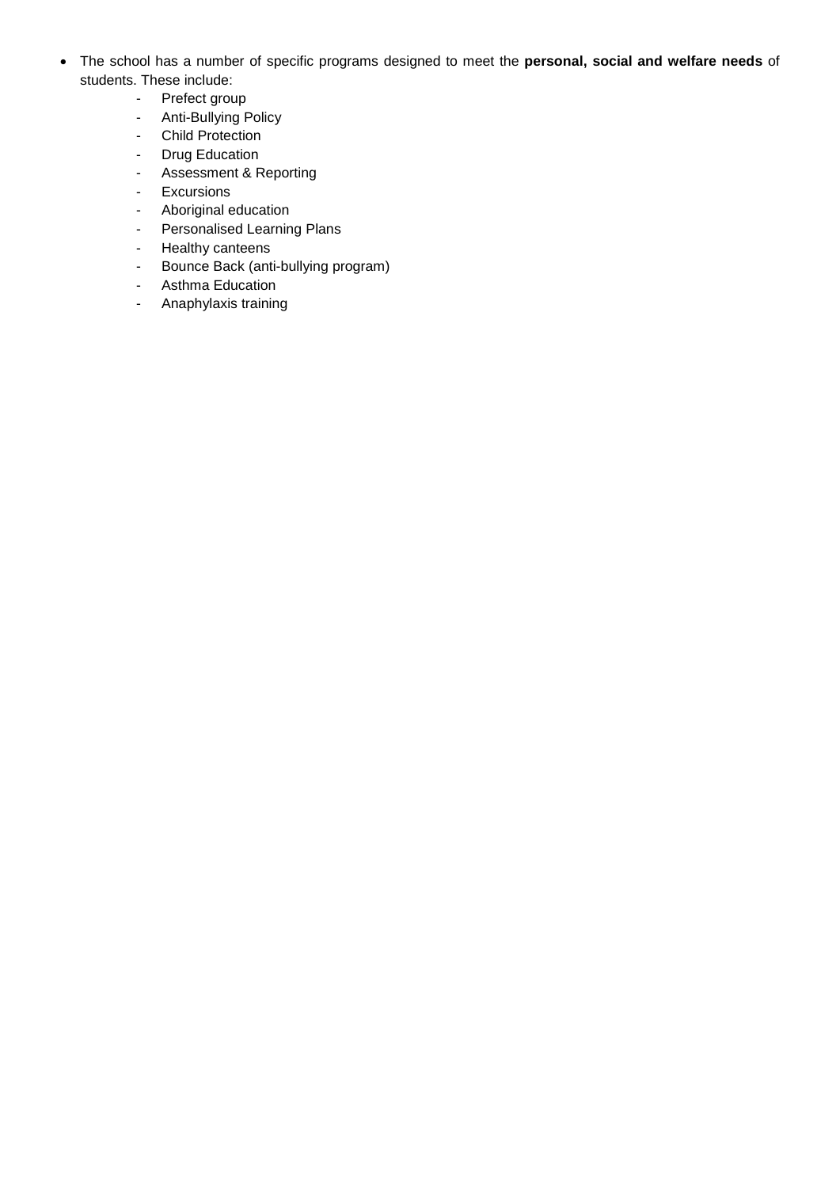- The school has a number of specific programs designed to meet the **personal, social and welfare needs** of students. These include:
  - Prefect group
  - Anti-Bullying Policy
  - Child Protection
  - Drug Education
  - Assessment & Reporting
  - Excursions
  - Aboriginal education
  - Personalised Learning Plans
  - Healthy canteens
  - Bounce Back (anti-bullying program)
  - Asthma Education
  - Anaphylaxis training